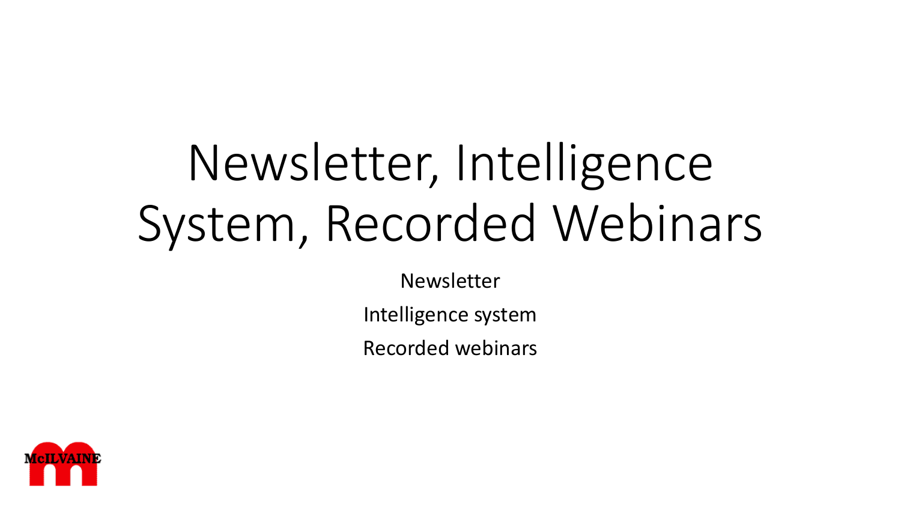# Newsletter, Intelligence System, Recorded Webinars

Newsletter

Intelligence system

Recorded webinars

McILVAINE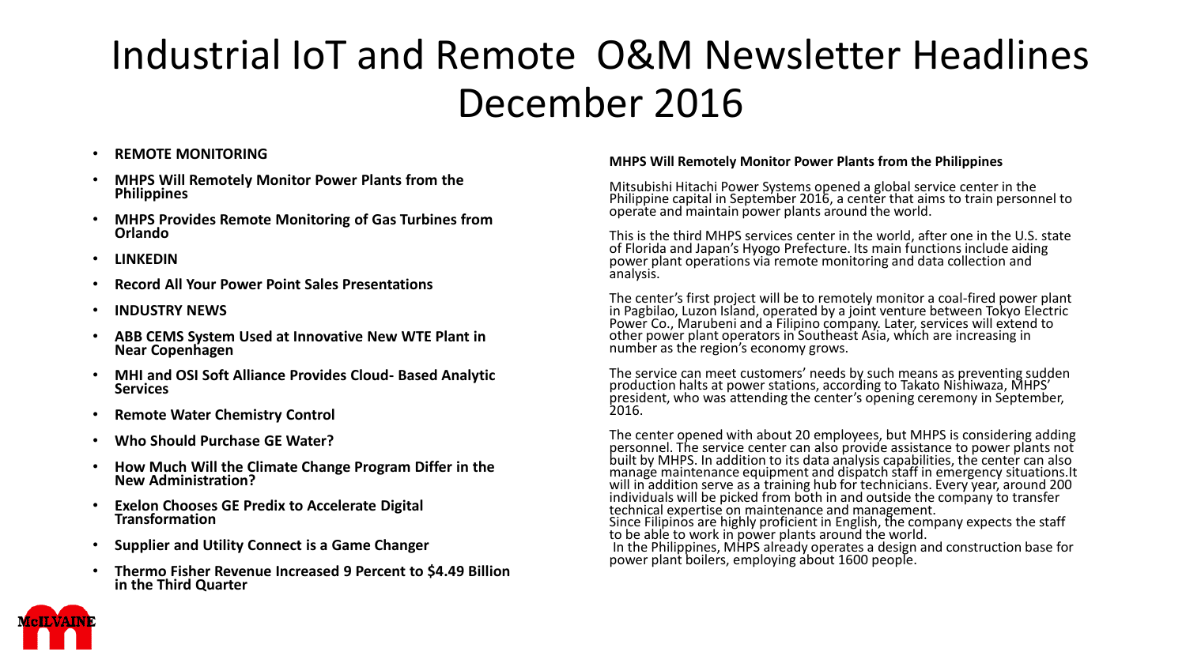# Industrial IoT and Remote O&M Newsletter Headlines December 2016

- **REMOTE MONITORING**
- **MHPS Will Remotely Monitor Power Plants from the Philippines**
- **MHPS Provides Remote Monitoring of Gas Turbines from Orlando**
- **LINKEDIN**
- **Record All Your Power Point Sales Presentations**
- **INDUSTRY NEWS**
- **ABB CEMS System Used at Innovative New WTE Plant in Near Copenhagen**
- **MHI and OSI Soft Alliance Provides Cloud- Based Analytic Services**
- **Remote Water Chemistry Control**
- **Who Should Purchase GE Water?**
- **How Much Will the Climate Change Program Differ in the New Administration?**
- **Exelon Chooses GE Predix to Accelerate Digital Transformation**
- **Supplier and Utility Connect is a Game Changer**
- **Thermo Fisher Revenue Increased 9 Percent to $4.49 Billion in the Third Quarter**

**MHPS Will Remotely Monitor Power Plants from the Philippines**

Mitsubishi Hitachi Power Systems opened a global service center in the Philippine capital in September 2016, a center that aims to train personnel to operate and maintain power plants around the world.

This is the third MHPS services center in the world, after one in the U.S. state of Florida and Japan's Hyogo Prefecture. Its main functions include aiding power plant operations via remote monitoring and data collection and analysis.

The center's first project will be to remotely monitor a coal-fired power plant in Pagbilao, Luzon Island, operated by a joint venture between Tokyo Electric Power Co., Marubeni and a Filipino company. Later, services will extend to other power plant operators in Southeast Asia, which are increasing in number as the region's economy grows.

The service can meet customers' needs by such means as preventing sudden production halts at power stations, according to Takato Nishiwaza, MHPS' president, who was attending the center's opening ceremony in September, 2016.

The center opened with about 20 employees, but MHPS is considering adding personnel. The service center can also provide assistance to power plants not built by MHPS. In addition to its data analysis capabilities, the center can also manage maintenance equipment and dispatch staff in emergency situations.It will in addition serve as a training hub for technicians. Every year, around 200 individuals will be picked from both in and outside the company to transfer technical expertise on maintenance and management.
Since Filipinos are highly proficient in English, the company expects the staff to be able to work in power plants around the world.
In the Philippines, MHPS already operates a design and construction base for power plant boilers, employing about 1600 people.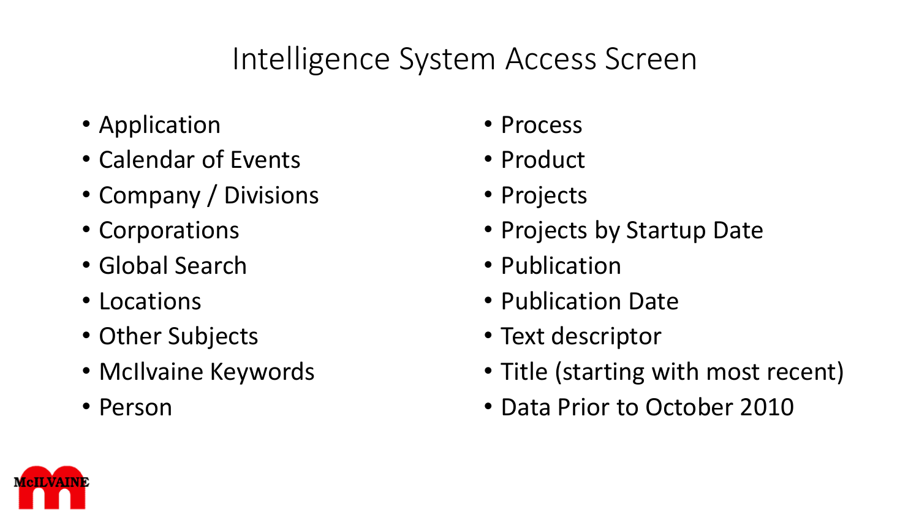# Intelligence System Access Screen

- Application
- Calendar of Events
- Company / Divisions
- Corporations
- Global Search
- Locations
- Other Subjects
- McIlvaine Keywords
- Person
- Process
- Product
- Projects
- Projects by Startup Date
- Publication
- Publication Date
- Text descriptor
- Title (starting with most recent)
- Data Prior to October 2010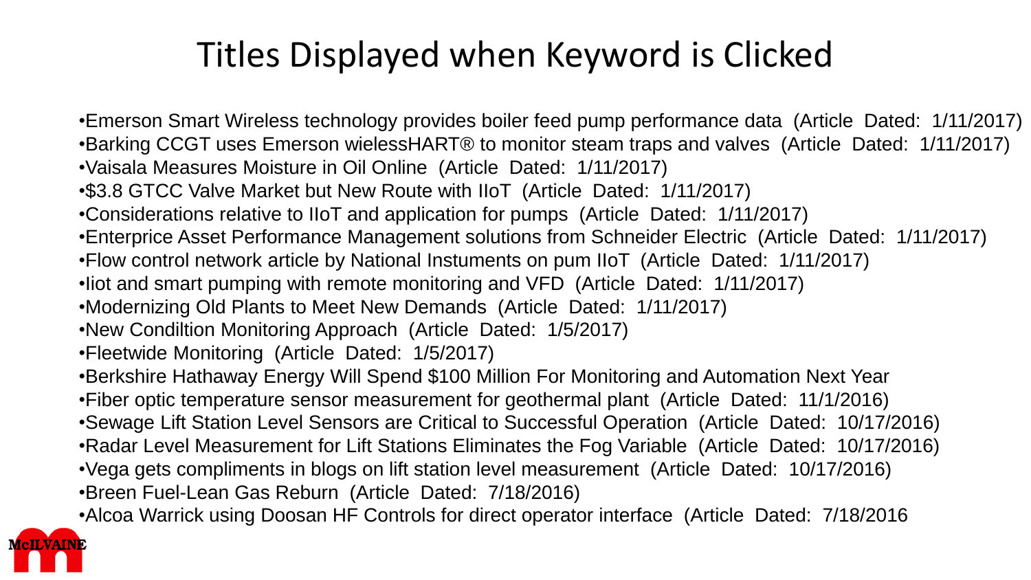# Titles Displayed when Keyword is Clicked

- Emerson Smart Wireless technology provides boiler feed pump performance data (Article Dated: 1/11/2017)
- Barking CCGT uses Emerson wielessHART® to monitor steam traps and valves (Article Dated: 1/11/2017)
- Vaisala Measures Moisture in Oil Online (Article Dated: 1/11/2017)
- $3.8 GTCC Valve Market but New Route with IIoT (Article Dated: 1/11/2017)
- Considerations relative to IIoT and application for pumps (Article Dated: 1/11/2017)
- Enterprice Asset Performance Management solutions from Schneider Electric (Article Dated: 1/11/2017)
- Flow control network article by National Instuments on pum IIoT (Article Dated: 1/11/2017)
- Iiot and smart pumping with remote monitoring and VFD (Article Dated: 1/11/2017)
- Modernizing Old Plants to Meet New Demands (Article Dated: 1/11/2017)
- New Condiltion Monitoring Approach (Article Dated: 1/5/2017)
- Fleetwide Monitoring (Article Dated: 1/5/2017)
- Berkshire Hathaway Energy Will Spend $100 Million For Monitoring and Automation Next Year
- Fiber optic temperature sensor measurement for geothermal plant (Article Dated: 11/1/2016)
- Sewage Lift Station Level Sensors are Critical to Successful Operation (Article Dated: 10/17/2016)
- Radar Level Measurement for Lift Stations Eliminates the Fog Variable (Article Dated: 10/17/2016)
- Vega gets compliments in blogs on lift station level measurement (Article Dated: 10/17/2016)
- Breen Fuel-Lean Gas Reburn (Article Dated: 7/18/2016)
- Alcoa Warrick using Doosan HF Controls for direct operator interface (Article Dated: 7/18/2016

McILVAINE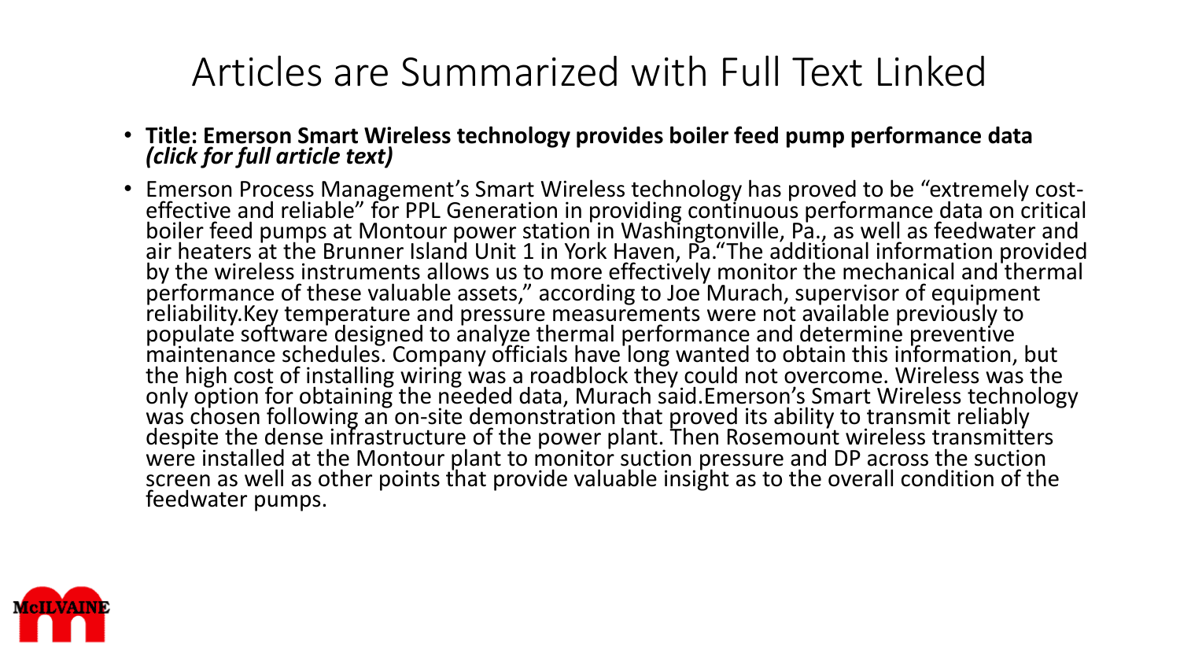# Articles are Summarized with Full Text Linked

- **Title: Emerson Smart Wireless technology provides boiler feed pump performance data *(click for full article text)***
- Emerson Process Management's Smart Wireless technology has proved to be "extremely cost-effective and reliable" for PPL Generation in providing continuous performance data on critical boiler feed pumps at Montour power station in Washingtonville, Pa., as well as feedwater and air heaters at the Brunner Island Unit 1 in York Haven, Pa."The additional information provided by the wireless instruments allows us to more effectively monitor the mechanical and thermal performance of these valuable assets," according to Joe Murach, supervisor of equipment reliability.Key temperature and pressure measurements were not available previously to populate software designed to analyze thermal performance and determine preventive maintenance schedules. Company officials have long wanted to obtain this information, but the high cost of installing wiring was a roadblock they could not overcome. Wireless was the only option for obtaining the needed data, Murach said.Emerson's Smart Wireless technology was chosen following an on-site demonstration that proved its ability to transmit reliably despite the dense infrastructure of the power plant. Then Rosemount wireless transmitters were installed at the Montour plant to monitor suction pressure and DP across the suction screen as well as other points that provide valuable insight as to the overall condition of the feedwater pumps.

McILVAINE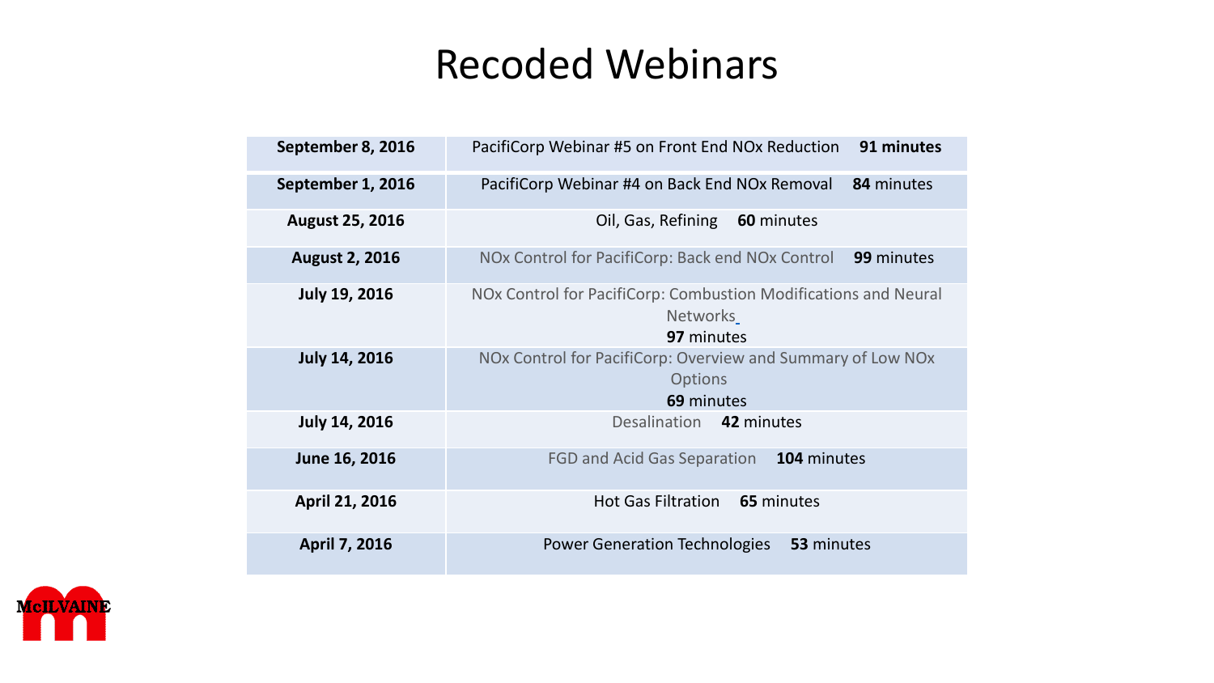# Recoded Webinars

| | |
|---|---|
| **September 8, 2016** | PacifiCorp Webinar #5 on Front End NOx Reduction **91 minutes** |
| **September 1, 2016** | PacifiCorp Webinar #4 on Back End NOx Removal **84** minutes |
| **August 25, 2016** | Oil, Gas, Refining **60** minutes |
| **August 2, 2016** | NOx Control for PacifiCorp: Back end NOx Control **99** minutes |
| **July 19, 2016** | NOx Control for PacifiCorp: Combustion Modifications and Neural Networks **97** minutes |
| **July 14, 2016** | NOx Control for PacifiCorp: Overview and Summary of Low NOx Options **69** minutes |
| **July 14, 2016** | Desalination **42** minutes |
| **June 16, 2016** | FGD and Acid Gas Separation **104** minutes |
| **April 21, 2016** | Hot Gas Filtration **65** minutes |
| **April 7, 2016** | Power Generation Technologies **53** minutes |

McILVAINE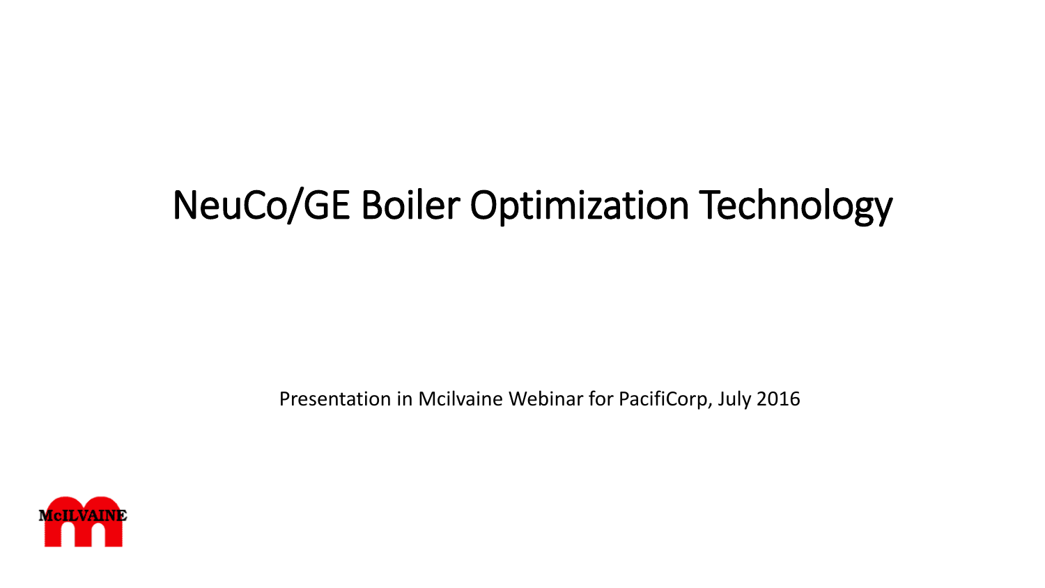# NeuCo/GE Boiler Optimization Technology

Presentation in Mcilvaine Webinar for PacifiCorp, July 2016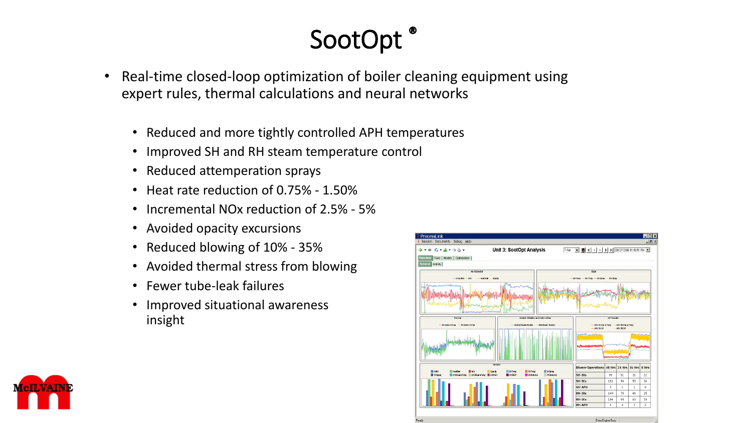# SootOpt ®

- Real-time closed-loop optimization of boiler cleaning equipment using expert rules, thermal calculations and neural networks
  - Reduced and more tightly controlled APH temperatures
  - Improved SH and RH steam temperature control
  - Reduced attemperation sprays
  - Heat rate reduction of 0.75% - 1.50%
  - Incremental NOx reduction of 2.5% - 5%
  - Avoided opacity excursions
  - Reduced blowing of 10% - 35%
  - Avoided thermal stress from blowing
  - Fewer tube-leak failures
  - Improved situational awareness insight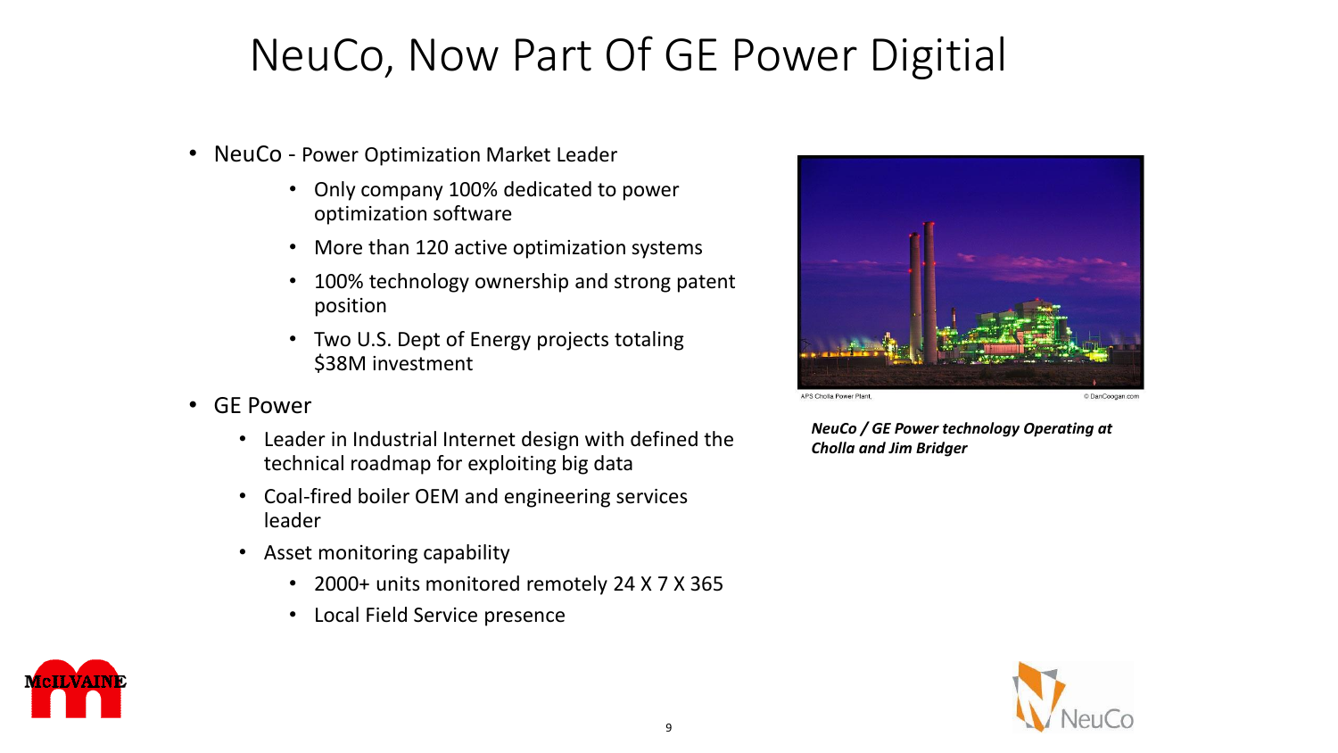# NeuCo, Now Part Of GE Power Digitial

- NeuCo - Power Optimization Market Leader
  - Only company 100% dedicated to power optimization software
  - More than 120 active optimization systems
  - 100% technology ownership and strong patent position
  - Two U.S. Dept of Energy projects totaling $38M investment
- GE Power
  - Leader in Industrial Internet design with defined the technical roadmap for exploiting big data
  - Coal-fired boiler OEM and engineering services leader
  - Asset monitoring capability
    - 2000+ units monitored remotely 24 X 7 X 365
    - Local Field Service presence

APS Cholla Power Plant, © DanCoogan.com

***NeuCo / GE Power technology Operating at Cholla and Jim Bridger***